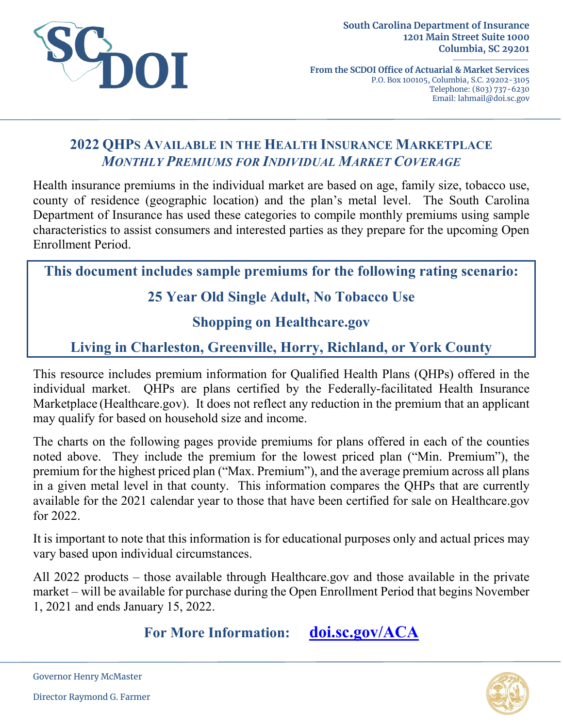South Carolina Department of Insurance
1201 Main Street Suite 1000
Columbia, SC 29201

**From the SCDOI Office of Actuarial & Market Services**
P.O. Box 100105, Columbia, S.C. 29202-3105
Telephone: (803) 737-6230
Email: lahmail@doi.sc.gov

# 2022 QHPs Available in the Health Insurance Marketplace

## *Monthly Premiums for Individual Market Coverage*

Health insurance premiums in the individual market are based on age, family size, tobacco use, county of residence (geographic location) and the plan's metal level. The South Carolina Department of Insurance has used these categories to compile monthly premiums using sample characteristics to assist consumers and interested parties as they prepare for the upcoming Open Enrollment Period.

**This document includes sample premiums for the following rating scenario:**

**25 Year Old Single Adult, No Tobacco Use**

**Shopping on Healthcare.gov**

**Living in Charleston, Greenville, Horry, Richland, or York County**

This resource includes premium information for Qualified Health Plans (QHPs) offered in the individual market. QHPs are plans certified by the Federally-facilitated Health Insurance Marketplace (Healthcare.gov). It does not reflect any reduction in the premium that an applicant may qualify for based on household size and income.

The charts on the following pages provide premiums for plans offered in each of the counties noted above. They include the premium for the lowest priced plan ("Min. Premium"), the premium for the highest priced plan ("Max. Premium"), and the average premium across all plans in a given metal level in that county. This information compares the QHPs that are currently available for the 2021 calendar year to those that have been certified for sale on Healthcare.gov for 2022.

It is important to note that this information is for educational purposes only and actual prices may vary based upon individual circumstances.

All 2022 products – those available through Healthcare.gov and those available in the private market – will be available for purchase during the Open Enrollment Period that begins November 1, 2021 and ends January 15, 2022.

**For More Information: doi.sc.gov/ACA**

Governor Henry McMaster

Director Raymond G. Farmer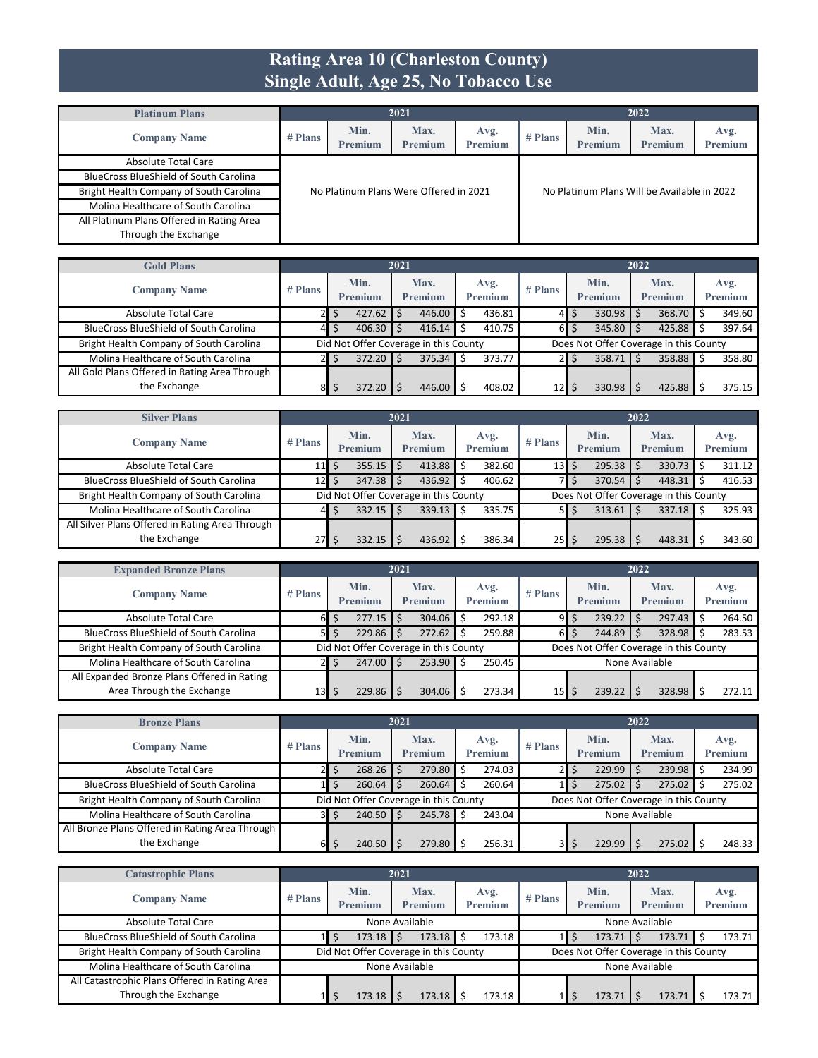# Rating Area 10 (Charleston County)
## Single Adult, Age 25, No Tobacco Use

| Platinum Plans | 2021 | | | | 2022 | | | |
|---|---|---|---|---|---|---|---|---|
| Company Name | # Plans | Min. Premium | Max. Premium | Avg. Premium | # Plans | Min. Premium | Max. Premium | Avg. Premium |
| Absolute Total Care | No Platinum Plans Were Offered in 2021 | | | | No Platinum Plans Will be Available in 2022 | | | |
| BlueCross BlueShield of South Carolina | | | | | | | | |
| Bright Health Company of South Carolina | | | | | | | | |
| Molina Healthcare of South Carolina | | | | | | | | |
| All Platinum Plans Offered in Rating Area Through the Exchange | | | | | | | | |

| Gold Plans | 2021 | | | | 2022 | | | |
|---|---|---|---|---|---|---|---|---|
| Company Name | # Plans | Min. Premium | Max. Premium | Avg. Premium | # Plans | Min. Premium | Max. Premium | Avg. Premium |
| Absolute Total Care | 2 | $ 427.62 | $ 446.00 | $ 436.81 | 4 | $ 330.98 | $ 368.70 | $ 349.60 |
| BlueCross BlueShield of South Carolina | 4 | $ 406.30 | $ 416.14 | $ 410.75 | 6 | $ 345.80 | $ 425.88 | $ 397.64 |
| Bright Health Company of South Carolina | Did Not Offer Coverage in this County | | | | Does Not Offer Coverage in this County | | | |
| Molina Healthcare of South Carolina | 2 | $ 372.20 | $ 375.34 | $ 373.77 | 2 | $ 358.71 | $ 358.88 | $ 358.80 |
| All Gold Plans Offered in Rating Area Through the Exchange | 8 | $ 372.20 | $ 446.00 | $ 408.02 | 12 | $ 330.98 | $ 425.88 | $ 375.15 |

| Silver Plans | 2021 | | | | 2022 | | | |
|---|---|---|---|---|---|---|---|---|
| Company Name | # Plans | Min. Premium | Max. Premium | Avg. Premium | # Plans | Min. Premium | Max. Premium | Avg. Premium |
| Absolute Total Care | 11 | $ 355.15 | $ 413.88 | $ 382.60 | 13 | $ 295.38 | $ 330.73 | $ 311.12 |
| BlueCross BlueShield of South Carolina | 12 | $ 347.38 | $ 436.92 | $ 406.62 | 7 | $ 370.54 | $ 448.31 | $ 416.53 |
| Bright Health Company of South Carolina | Did Not Offer Coverage in this County | | | | Does Not Offer Coverage in this County | | | |
| Molina Healthcare of South Carolina | 4 | $ 332.15 | $ 339.13 | $ 335.75 | 5 | $ 313.61 | $ 337.18 | $ 325.93 |
| All Silver Plans Offered in Rating Area Through the Exchange | 27 | $ 332.15 | $ 436.92 | $ 386.34 | 25 | $ 295.38 | $ 448.31 | $ 343.60 |

| Expanded Bronze Plans | 2021 | | | | 2022 | | | |
|---|---|---|---|---|---|---|---|---|
| Company Name | # Plans | Min. Premium | Max. Premium | Avg. Premium | # Plans | Min. Premium | Max. Premium | Avg. Premium |
| Absolute Total Care | 6 | $ 277.15 | $ 304.06 | $ 292.18 | 9 | $ 239.22 | $ 297.43 | $ 264.50 |
| BlueCross BlueShield of South Carolina | 5 | $ 229.86 | $ 272.62 | $ 259.88 | 6 | $ 244.89 | $ 328.98 | $ 283.53 |
| Bright Health Company of South Carolina | Did Not Offer Coverage in this County | | | | Does Not Offer Coverage in this County | | | |
| Molina Healthcare of South Carolina | 2 | $ 247.00 | $ 253.90 | $ 250.45 | None Available | | | |
| All Expanded Bronze Plans Offered in Rating Area Through the Exchange | 13 | $ 229.86 | $ 304.06 | $ 273.34 | 15 | $ 239.22 | $ 328.98 | $ 272.11 |

| Bronze Plans | 2021 | | | | 2022 | | | |
|---|---|---|---|---|---|---|---|---|
| Company Name | # Plans | Min. Premium | Max. Premium | Avg. Premium | # Plans | Min. Premium | Max. Premium | Avg. Premium |
| Absolute Total Care | 2 | $ 268.26 | $ 279.80 | $ 274.03 | 2 | $ 229.99 | $ 239.98 | $ 234.99 |
| BlueCross BlueShield of South Carolina | 1 | $ 260.64 | $ 260.64 | $ 260.64 | 1 | $ 275.02 | $ 275.02 | $ 275.02 |
| Bright Health Company of South Carolina | Did Not Offer Coverage in this County | | | | Does Not Offer Coverage in this County | | | |
| Molina Healthcare of South Carolina | 3 | $ 240.50 | $ 245.78 | $ 243.04 | None Available | | | |
| All Bronze Plans Offered in Rating Area Through the Exchange | 6 | $ 240.50 | $ 279.80 | $ 256.31 | 3 | $ 229.99 | $ 275.02 | $ 248.33 |

| Catastrophic Plans | 2021 | | | | 2022 | | | |
|---|---|---|---|---|---|---|---|---|
| Company Name | # Plans | Min. Premium | Max. Premium | Avg. Premium | # Plans | Min. Premium | Max. Premium | Avg. Premium |
| Absolute Total Care | None Available | | | | None Available | | | |
| BlueCross BlueShield of South Carolina | 1 | $ 173.18 | $ 173.18 | $ 173.18 | 1 | $ 173.71 | $ 173.71 | $ 173.71 |
| Bright Health Company of South Carolina | Did Not Offer Coverage in this County | | | | Does Not Offer Coverage in this County | | | |
| Molina Healthcare of South Carolina | None Available | | | | None Available | | | |
| All Catastrophic Plans Offered in Rating Area Through the Exchange | 1 | $ 173.18 | $ 173.18 | $ 173.18 | 1 | $ 173.71 | $ 173.71 | $ 173.71 |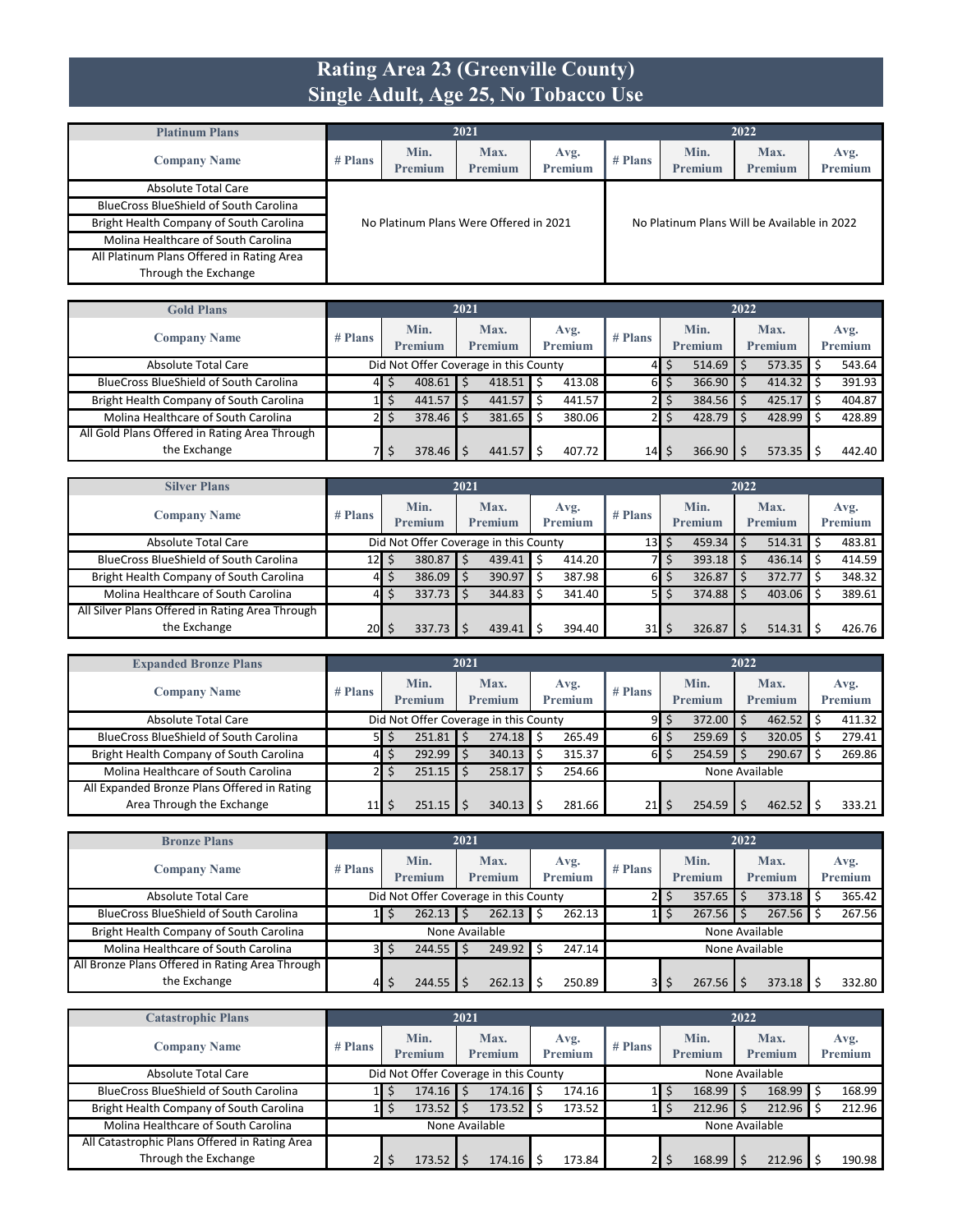# Rating Area 23 (Greenville County)
## Single Adult, Age 25, No Tobacco Use

| Platinum Plans | 2021 | | | | 2022 | | | |
|---|---|---|---|---|---|---|---|---|
| Company Name | # Plans | Min. Premium | Max. Premium | Avg. Premium | # Plans | Min. Premium | Max. Premium | Avg. Premium |
| Absolute Total Care | No Platinum Plans Were Offered in 2021 | | | | No Platinum Plans Will be Available in 2022 | | | |
| BlueCross BlueShield of South Carolina | | | | | | | | |
| Bright Health Company of South Carolina | | | | | | | | |
| Molina Healthcare of South Carolina | | | | | | | | |
| All Platinum Plans Offered in Rating Area Through the Exchange | | | | | | | | |

| Gold Plans | 2021 | | | | 2022 | | | |
|---|---|---|---|---|---|---|---|---|
| Company Name | # Plans | Min. Premium | Max. Premium | Avg. Premium | # Plans | Min. Premium | Max. Premium | Avg. Premium |
| Absolute Total Care | Did Not Offer Coverage in this County | | | | 4 | $ 514.69 | $ 573.35 | $ 543.64 |
| BlueCross BlueShield of South Carolina | 4 | $ 408.61 | $ 418.51 | $ 413.08 | 6 | $ 366.90 | $ 414.32 | $ 391.93 |
| Bright Health Company of South Carolina | 1 | $ 441.57 | $ 441.57 | $ 441.57 | 2 | $ 384.56 | $ 425.17 | $ 404.87 |
| Molina Healthcare of South Carolina | 2 | $ 378.46 | $ 381.65 | $ 380.06 | 2 | $ 428.79 | $ 428.99 | $ 428.89 |
| All Gold Plans Offered in Rating Area Through the Exchange | 7 | $ 378.46 | $ 441.57 | $ 407.72 | 14 | $ 366.90 | $ 573.35 | $ 442.40 |

| Silver Plans | 2021 | | | | 2022 | | | |
|---|---|---|---|---|---|---|---|---|
| Company Name | # Plans | Min. Premium | Max. Premium | Avg. Premium | # Plans | Min. Premium | Max. Premium | Avg. Premium |
| Absolute Total Care | Did Not Offer Coverage in this County | | | | 13 | $ 459.34 | $ 514.31 | $ 483.81 |
| BlueCross BlueShield of South Carolina | 12 | $ 380.87 | $ 439.41 | $ 414.20 | 7 | $ 393.18 | $ 436.14 | $ 414.59 |
| Bright Health Company of South Carolina | 4 | $ 386.09 | $ 390.97 | $ 387.98 | 6 | $ 326.87 | $ 372.77 | $ 348.32 |
| Molina Healthcare of South Carolina | 4 | $ 337.73 | $ 344.83 | $ 341.40 | 5 | $ 374.88 | $ 403.06 | $ 389.61 |
| All Silver Plans Offered in Rating Area Through the Exchange | 20 | $ 337.73 | $ 439.41 | $ 394.40 | 31 | $ 326.87 | $ 514.31 | $ 426.76 |

| Expanded Bronze Plans | 2021 | | | | 2022 | | | |
|---|---|---|---|---|---|---|---|---|
| Company Name | # Plans | Min. Premium | Max. Premium | Avg. Premium | # Plans | Min. Premium | Max. Premium | Avg. Premium |
| Absolute Total Care | Did Not Offer Coverage in this County | | | | 9 | $ 372.00 | $ 462.52 | $ 411.32 |
| BlueCross BlueShield of South Carolina | 5 | $ 251.81 | $ 274.18 | $ 265.49 | 6 | $ 259.69 | $ 320.05 | $ 279.41 |
| Bright Health Company of South Carolina | 4 | $ 292.99 | $ 340.13 | $ 315.37 | 6 | $ 254.59 | $ 290.67 | $ 269.86 |
| Molina Healthcare of South Carolina | 2 | $ 251.15 | $ 258.17 | $ 254.66 | None Available | | | |
| All Expanded Bronze Plans Offered in Rating Area Through the Exchange | 11 | $ 251.15 | $ 340.13 | $ 281.66 | 21 | $ 254.59 | $ 462.52 | $ 333.21 |

| Bronze Plans | 2021 | | | | 2022 | | | |
|---|---|---|---|---|---|---|---|---|
| Company Name | # Plans | Min. Premium | Max. Premium | Avg. Premium | # Plans | Min. Premium | Max. Premium | Avg. Premium |
| Absolute Total Care | Did Not Offer Coverage in this County | | | | 2 | $ 357.65 | $ 373.18 | $ 365.42 |
| BlueCross BlueShield of South Carolina | 1 | $ 262.13 | $ 262.13 | $ 262.13 | 1 | $ 267.56 | $ 267.56 | $ 267.56 |
| Bright Health Company of South Carolina | None Available | | | | None Available | | | |
| Molina Healthcare of South Carolina | 3 | $ 244.55 | $ 249.92 | $ 247.14 | None Available | | | |
| All Bronze Plans Offered in Rating Area Through the Exchange | 4 | $ 244.55 | $ 262.13 | $ 250.89 | 3 | $ 267.56 | $ 373.18 | $ 332.80 |

| Catastrophic Plans | 2021 | | | | 2022 | | | |
|---|---|---|---|---|---|---|---|---|
| Company Name | # Plans | Min. Premium | Max. Premium | Avg. Premium | # Plans | Min. Premium | Max. Premium | Avg. Premium |
| Absolute Total Care | Did Not Offer Coverage in this County | | | | None Available | | | |
| BlueCross BlueShield of South Carolina | 1 | $ 174.16 | $ 174.16 | $ 174.16 | 1 | $ 168.99 | $ 168.99 | $ 168.99 |
| Bright Health Company of South Carolina | 1 | $ 173.52 | $ 173.52 | $ 173.52 | 1 | $ 212.96 | $ 212.96 | $ 212.96 |
| Molina Healthcare of South Carolina | None Available | | | | None Available | | | |
| All Catastrophic Plans Offered in Rating Area Through the Exchange | 2 | $ 173.52 | $ 174.16 | $ 173.84 | 2 | $ 168.99 | $ 212.96 | $ 190.98 |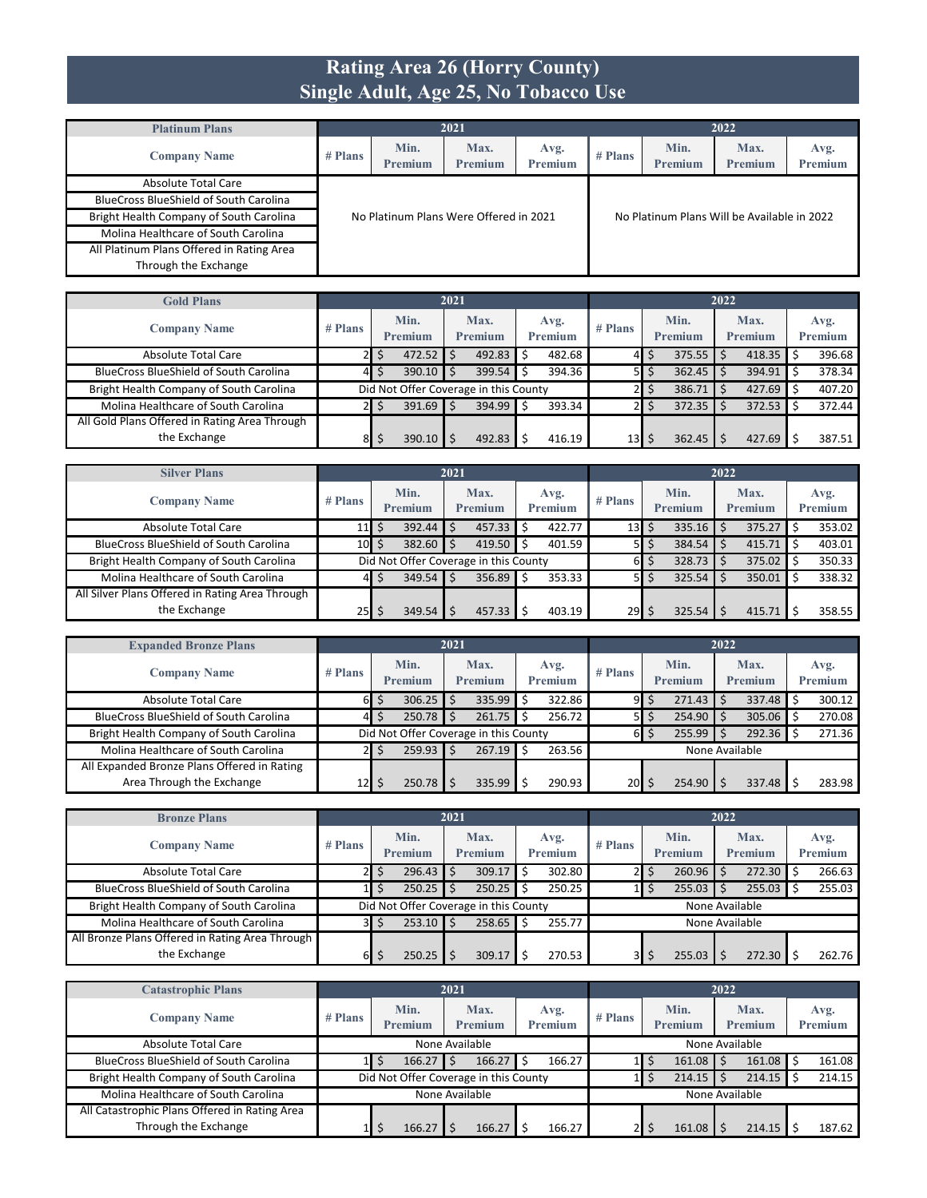# Rating Area 26 (Horry County)
## Single Adult, Age 25, No Tobacco Use

| Platinum Plans | 2021 | | | | 2022 | | | |
|---|---|---|---|---|---|---|---|---|
| Company Name | # Plans | Min. Premium | Max. Premium | Avg. Premium | # Plans | Min. Premium | Max. Premium | Avg. Premium |
| Absolute Total Care | No Platinum Plans Were Offered in 2021 | | | | No Platinum Plans Will be Available in 2022 | | | |
| BlueCross BlueShield of South Carolina | | | | | | | | |
| Bright Health Company of South Carolina | | | | | | | | |
| Molina Healthcare of South Carolina | | | | | | | | |
| All Platinum Plans Offered in Rating Area Through the Exchange | | | | | | | | |

| Gold Plans | 2021 | | | | 2022 | | | |
|---|---|---|---|---|---|---|---|---|
| Company Name | # Plans | Min. Premium | Max. Premium | Avg. Premium | # Plans | Min. Premium | Max. Premium | Avg. Premium |
| Absolute Total Care | 2 | $ 472.52 | $ 492.83 | $ 482.68 | 4 | $ 375.55 | $ 418.35 | $ 396.68 |
| BlueCross BlueShield of South Carolina | 4 | $ 390.10 | $ 399.54 | $ 394.36 | 5 | $ 362.45 | $ 394.91 | $ 378.34 |
| Bright Health Company of South Carolina | Did Not Offer Coverage in this County | | | | 2 | $ 386.71 | $ 427.69 | $ 407.20 |
| Molina Healthcare of South Carolina | 2 | $ 391.69 | $ 394.99 | $ 393.34 | 2 | $ 372.35 | $ 372.53 | $ 372.44 |
| All Gold Plans Offered in Rating Area Through the Exchange | 8 | $ 390.10 | $ 492.83 | $ 416.19 | 13 | $ 362.45 | $ 427.69 | $ 387.51 |

| Silver Plans | 2021 | | | | 2022 | | | |
|---|---|---|---|---|---|---|---|---|
| Company Name | # Plans | Min. Premium | Max. Premium | Avg. Premium | # Plans | Min. Premium | Max. Premium | Avg. Premium |
| Absolute Total Care | 11 | $ 392.44 | $ 457.33 | $ 422.77 | 13 | $ 335.16 | $ 375.27 | $ 353.02 |
| BlueCross BlueShield of South Carolina | 10 | $ 382.60 | $ 419.50 | $ 401.59 | 5 | $ 384.54 | $ 415.71 | $ 403.01 |
| Bright Health Company of South Carolina | Did Not Offer Coverage in this County | | | | 6 | $ 328.73 | $ 375.02 | $ 350.33 |
| Molina Healthcare of South Carolina | 4 | $ 349.54 | $ 356.89 | $ 353.33 | 5 | $ 325.54 | $ 350.01 | $ 338.32 |
| All Silver Plans Offered in Rating Area Through the Exchange | 25 | $ 349.54 | $ 457.33 | $ 403.19 | 29 | $ 325.54 | $ 415.71 | $ 358.55 |

| Expanded Bronze Plans | 2021 | | | | 2022 | | | |
|---|---|---|---|---|---|---|---|---|
| Company Name | # Plans | Min. Premium | Max. Premium | Avg. Premium | # Plans | Min. Premium | Max. Premium | Avg. Premium |
| Absolute Total Care | 6 | $ 306.25 | $ 335.99 | $ 322.86 | 9 | $ 271.43 | $ 337.48 | $ 300.12 |
| BlueCross BlueShield of South Carolina | 4 | $ 250.78 | $ 261.75 | $ 256.72 | 5 | $ 254.90 | $ 305.06 | $ 270.08 |
| Bright Health Company of South Carolina | Did Not Offer Coverage in this County | | | | 6 | $ 255.99 | $ 292.36 | $ 271.36 |
| Molina Healthcare of South Carolina | 2 | $ 259.93 | $ 267.19 | $ 263.56 | None Available | | | |
| All Expanded Bronze Plans Offered in Rating Area Through the Exchange | 12 | $ 250.78 | $ 335.99 | $ 290.93 | 20 | $ 254.90 | $ 337.48 | $ 283.98 |

| Bronze Plans | 2021 | | | | 2022 | | | |
|---|---|---|---|---|---|---|---|---|
| Company Name | # Plans | Min. Premium | Max. Premium | Avg. Premium | # Plans | Min. Premium | Max. Premium | Avg. Premium |
| Absolute Total Care | 2 | $ 296.43 | $ 309.17 | $ 302.80 | 2 | $ 260.96 | $ 272.30 | $ 266.63 |
| BlueCross BlueShield of South Carolina | 1 | $ 250.25 | $ 250.25 | $ 250.25 | 1 | $ 255.03 | $ 255.03 | $ 255.03 |
| Bright Health Company of South Carolina | Did Not Offer Coverage in this County | | | | None Available | | | |
| Molina Healthcare of South Carolina | 3 | $ 253.10 | $ 258.65 | $ 255.77 | None Available | | | |
| All Bronze Plans Offered in Rating Area Through the Exchange | 6 | $ 250.25 | $ 309.17 | $ 270.53 | 3 | $ 255.03 | $ 272.30 | $ 262.76 |

| Catastrophic Plans | 2021 | | | | 2022 | | | |
|---|---|---|---|---|---|---|---|---|
| Company Name | # Plans | Min. Premium | Max. Premium | Avg. Premium | # Plans | Min. Premium | Max. Premium | Avg. Premium |
| Absolute Total Care | None Available | | | | None Available | | | |
| BlueCross BlueShield of South Carolina | 1 | $ 166.27 | $ 166.27 | $ 166.27 | 1 | $ 161.08 | $ 161.08 | $ 161.08 |
| Bright Health Company of South Carolina | Did Not Offer Coverage in this County | | | | 1 | $ 214.15 | $ 214.15 | $ 214.15 |
| Molina Healthcare of South Carolina | None Available | | | | None Available | | | |
| All Catastrophic Plans Offered in Rating Area Through the Exchange | 1 | $ 166.27 | $ 166.27 | $ 166.27 | 2 | $ 161.08 | $ 214.15 | $ 187.62 |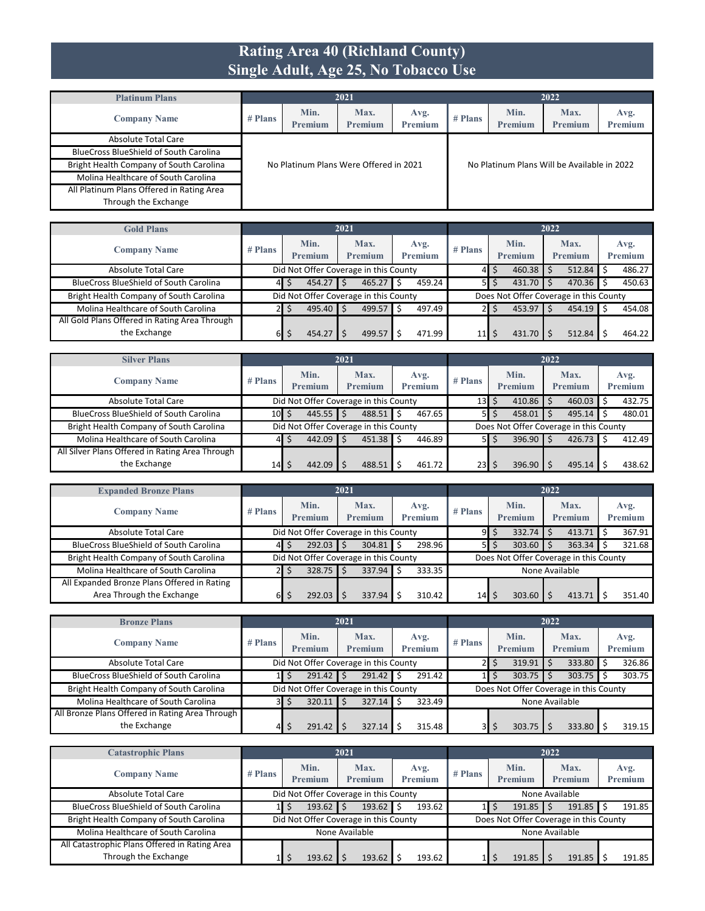# Rating Area 40 (Richland County)
## Single Adult, Age 25, No Tobacco Use

| Platinum Plans | 2021 | | | | 2022 | | | |
|---|---|---|---|---|---|---|---|---|
| Company Name | # Plans | Min. Premium | Max. Premium | Avg. Premium | # Plans | Min. Premium | Max. Premium | Avg. Premium |
| Absolute Total Care | No Platinum Plans Were Offered in 2021 | | | | No Platinum Plans Will be Available in 2022 | | | |
| BlueCross BlueShield of South Carolina | | | | | | | | |
| Bright Health Company of South Carolina | | | | | | | | |
| Molina Healthcare of South Carolina | | | | | | | | |
| All Platinum Plans Offered in Rating Area Through the Exchange | | | | | | | | |

| Gold Plans | 2021 | | | | 2022 | | | |
|---|---|---|---|---|---|---|---|---|
| Company Name | # Plans | Min. Premium | Max. Premium | Avg. Premium | # Plans | Min. Premium | Max. Premium | Avg. Premium |
| Absolute Total Care | Did Not Offer Coverage in this County | | | | 4 | $ 460.38 | $ 512.84 | $ 486.27 |
| BlueCross BlueShield of South Carolina | 4 | $ 454.27 | $ 465.27 | $ 459.24 | 5 | $ 431.70 | $ 470.36 | $ 450.63 |
| Bright Health Company of South Carolina | Did Not Offer Coverage in this County | | | | Does Not Offer Coverage in this County | | | |
| Molina Healthcare of South Carolina | 2 | $ 495.40 | $ 499.57 | $ 497.49 | 2 | $ 453.97 | $ 454.19 | $ 454.08 |
| All Gold Plans Offered in Rating Area Through the Exchange | 6 | $ 454.27 | $ 499.57 | $ 471.99 | 11 | $ 431.70 | $ 512.84 | $ 464.22 |

| Silver Plans | 2021 | | | | 2022 | | | |
|---|---|---|---|---|---|---|---|---|
| Company Name | # Plans | Min. Premium | Max. Premium | Avg. Premium | # Plans | Min. Premium | Max. Premium | Avg. Premium |
| Absolute Total Care | Did Not Offer Coverage in this County | | | | 13 | $ 410.86 | $ 460.03 | $ 432.75 |
| BlueCross BlueShield of South Carolina | 10 | $ 445.55 | $ 488.51 | $ 467.65 | 5 | $ 458.01 | $ 495.14 | $ 480.01 |
| Bright Health Company of South Carolina | Did Not Offer Coverage in this County | | | | Does Not Offer Coverage in this County | | | |
| Molina Healthcare of South Carolina | 4 | $ 442.09 | $ 451.38 | $ 446.89 | 5 | $ 396.90 | $ 426.73 | $ 412.49 |
| All Silver Plans Offered in Rating Area Through the Exchange | 14 | $ 442.09 | $ 488.51 | $ 461.72 | 23 | $ 396.90 | $ 495.14 | $ 438.62 |

| Expanded Bronze Plans | 2021 | | | | 2022 | | | |
|---|---|---|---|---|---|---|---|---|
| Company Name | # Plans | Min. Premium | Max. Premium | Avg. Premium | # Plans | Min. Premium | Max. Premium | Avg. Premium |
| Absolute Total Care | Did Not Offer Coverage in this County | | | | 9 | $ 332.74 | $ 413.71 | $ 367.91 |
| BlueCross BlueShield of South Carolina | 4 | $ 292.03 | $ 304.81 | $ 298.96 | 5 | $ 303.60 | $ 363.34 | $ 321.68 |
| Bright Health Company of South Carolina | Did Not Offer Coverage in this County | | | | Does Not Offer Coverage in this County | | | |
| Molina Healthcare of South Carolina | 2 | $ 328.75 | $ 337.94 | $ 333.35 | None Available | | | |
| All Expanded Bronze Plans Offered in Rating Area Through the Exchange | 6 | $ 292.03 | $ 337.94 | $ 310.42 | 14 | $ 303.60 | $ 413.71 | $ 351.40 |

| Bronze Plans | 2021 | | | | 2022 | | | |
|---|---|---|---|---|---|---|---|---|
| Company Name | # Plans | Min. Premium | Max. Premium | Avg. Premium | # Plans | Min. Premium | Max. Premium | Avg. Premium |
| Absolute Total Care | Did Not Offer Coverage in this County | | | | 2 | $ 319.91 | $ 333.80 | $ 326.86 |
| BlueCross BlueShield of South Carolina | 1 | $ 291.42 | $ 291.42 | $ 291.42 | 1 | $ 303.75 | $ 303.75 | $ 303.75 |
| Bright Health Company of South Carolina | Did Not Offer Coverage in this County | | | | Does Not Offer Coverage in this County | | | |
| Molina Healthcare of South Carolina | 3 | $ 320.11 | $ 327.14 | $ 323.49 | None Available | | | |
| All Bronze Plans Offered in Rating Area Through the Exchange | 4 | $ 291.42 | $ 327.14 | $ 315.48 | 3 | $ 303.75 | $ 333.80 | $ 319.15 |

| Catastrophic Plans | 2021 | | | | 2022 | | | |
|---|---|---|---|---|---|---|---|---|
| Company Name | # Plans | Min. Premium | Max. Premium | Avg. Premium | # Plans | Min. Premium | Max. Premium | Avg. Premium |
| Absolute Total Care | Did Not Offer Coverage in this County | | | | None Available | | | |
| BlueCross BlueShield of South Carolina | 1 | $ 193.62 | $ 193.62 | $ 193.62 | 1 | $ 191.85 | $ 191.85 | $ 191.85 |
| Bright Health Company of South Carolina | Did Not Offer Coverage in this County | | | | Does Not Offer Coverage in this County | | | |
| Molina Healthcare of South Carolina | None Available | | | | None Available | | | |
| All Catastrophic Plans Offered in Rating Area Through the Exchange | 1 | $ 193.62 | $ 193.62 | $ 193.62 | 1 | $ 191.85 | $ 191.85 | $ 191.85 |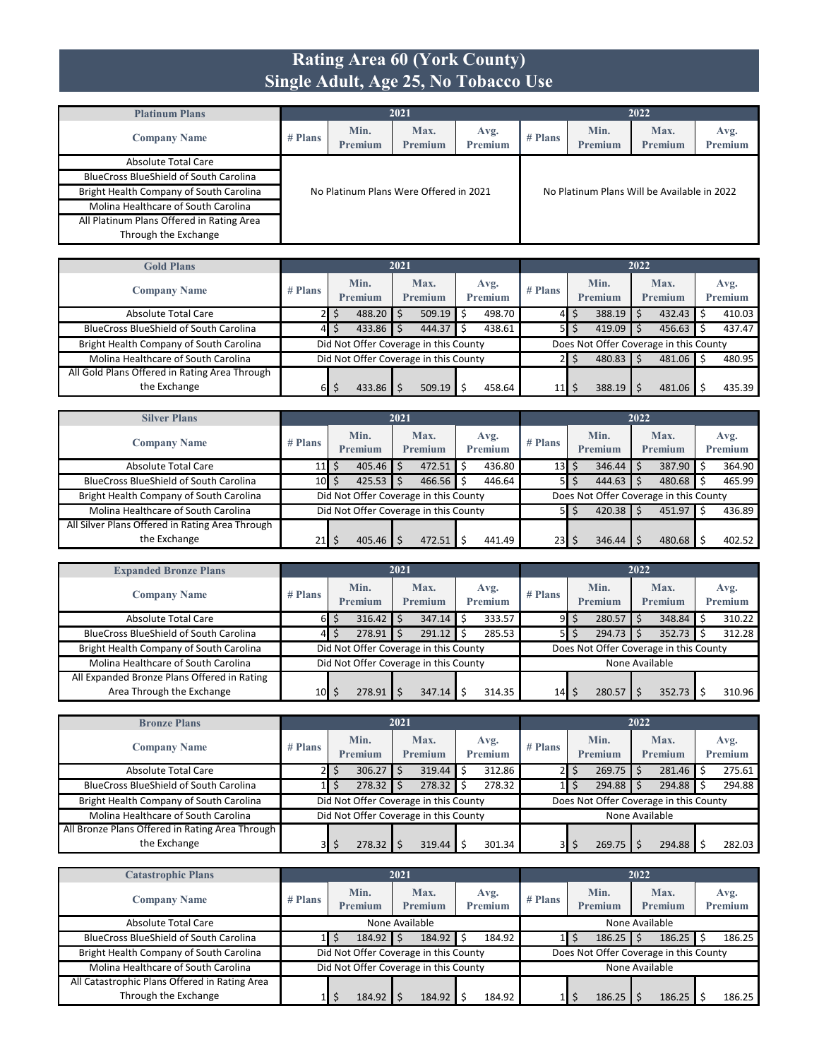# Rating Area 60 (York County)
## Single Adult, Age 25, No Tobacco Use

| Platinum Plans | 2021 | | | | 2022 | | | |
|---|---|---|---|---|---|---|---|---|
| Company Name | # Plans | Min. Premium | Max. Premium | Avg. Premium | # Plans | Min. Premium | Max. Premium | Avg. Premium |
| Absolute Total Care | No Platinum Plans Were Offered in 2021 | | | | No Platinum Plans Will be Available in 2022 | | | |
| BlueCross BlueShield of South Carolina | | | | | | | | |
| Bright Health Company of South Carolina | | | | | | | | |
| Molina Healthcare of South Carolina | | | | | | | | |
| All Platinum Plans Offered in Rating Area Through the Exchange | | | | | | | | |

| Gold Plans | 2021 | | | | 2022 | | | |
|---|---|---|---|---|---|---|---|---|
| Company Name | # Plans | Min. Premium | Max. Premium | Avg. Premium | # Plans | Min. Premium | Max. Premium | Avg. Premium |
| Absolute Total Care | 2 | $ 488.20 | $ 509.19 | $ 498.70 | 4 | $ 388.19 | $ 432.43 | $ 410.03 |
| BlueCross BlueShield of South Carolina | 4 | $ 433.86 | $ 444.37 | $ 438.61 | 5 | $ 419.09 | $ 456.63 | $ 437.47 |
| Bright Health Company of South Carolina | Did Not Offer Coverage in this County | | | | Does Not Offer Coverage in this County | | | |
| Molina Healthcare of South Carolina | Did Not Offer Coverage in this County | | | | 2 | $ 480.83 | $ 481.06 | $ 480.95 |
| All Gold Plans Offered in Rating Area Through the Exchange | 6 | $ 433.86 | $ 509.19 | $ 458.64 | 11 | $ 388.19 | $ 481.06 | $ 435.39 |

| Silver Plans | 2021 | | | | 2022 | | | |
|---|---|---|---|---|---|---|---|---|
| Company Name | # Plans | Min. Premium | Max. Premium | Avg. Premium | # Plans | Min. Premium | Max. Premium | Avg. Premium |
| Absolute Total Care | 11 | $ 405.46 | $ 472.51 | $ 436.80 | 13 | $ 346.44 | $ 387.90 | $ 364.90 |
| BlueCross BlueShield of South Carolina | 10 | $ 425.53 | $ 466.56 | $ 446.64 | 5 | $ 444.63 | $ 480.68 | $ 465.99 |
| Bright Health Company of South Carolina | Did Not Offer Coverage in this County | | | | Does Not Offer Coverage in this County | | | |
| Molina Healthcare of South Carolina | Did Not Offer Coverage in this County | | | | 5 | $ 420.38 | $ 451.97 | $ 436.89 |
| All Silver Plans Offered in Rating Area Through the Exchange | 21 | $ 405.46 | $ 472.51 | $ 441.49 | 23 | $ 346.44 | $ 480.68 | $ 402.52 |

| Expanded Bronze Plans | 2021 | | | | 2022 | | | |
|---|---|---|---|---|---|---|---|---|
| Company Name | # Plans | Min. Premium | Max. Premium | Avg. Premium | # Plans | Min. Premium | Max. Premium | Avg. Premium |
| Absolute Total Care | 6 | $ 316.42 | $ 347.14 | $ 333.57 | 9 | $ 280.57 | $ 348.84 | $ 310.22 |
| BlueCross BlueShield of South Carolina | 4 | $ 278.91 | $ 291.12 | $ 285.53 | 5 | $ 294.73 | $ 352.73 | $ 312.28 |
| Bright Health Company of South Carolina | Did Not Offer Coverage in this County | | | | Does Not Offer Coverage in this County | | | |
| Molina Healthcare of South Carolina | Did Not Offer Coverage in this County | | | | None Available | | | |
| All Expanded Bronze Plans Offered in Rating Area Through the Exchange | 10 | $ 278.91 | $ 347.14 | $ 314.35 | 14 | $ 280.57 | $ 352.73 | $ 310.96 |

| Bronze Plans | 2021 | | | | 2022 | | | |
|---|---|---|---|---|---|---|---|---|
| Company Name | # Plans | Min. Premium | Max. Premium | Avg. Premium | # Plans | Min. Premium | Max. Premium | Avg. Premium |
| Absolute Total Care | 2 | $ 306.27 | $ 319.44 | $ 312.86 | 2 | $ 269.75 | $ 281.46 | $ 275.61 |
| BlueCross BlueShield of South Carolina | 1 | $ 278.32 | $ 278.32 | $ 278.32 | 1 | $ 294.88 | $ 294.88 | $ 294.88 |
| Bright Health Company of South Carolina | Did Not Offer Coverage in this County | | | | Does Not Offer Coverage in this County | | | |
| Molina Healthcare of South Carolina | Did Not Offer Coverage in this County | | | | None Available | | | |
| All Bronze Plans Offered in Rating Area Through the Exchange | 3 | $ 278.32 | $ 319.44 | $ 301.34 | 3 | $ 269.75 | $ 294.88 | $ 282.03 |

| Catastrophic Plans | 2021 | | | | 2022 | | | |
|---|---|---|---|---|---|---|---|---|
| Company Name | # Plans | Min. Premium | Max. Premium | Avg. Premium | # Plans | Min. Premium | Max. Premium | Avg. Premium |
| Absolute Total Care | None Available | | | | None Available | | | |
| BlueCross BlueShield of South Carolina | 1 | $ 184.92 | $ 184.92 | $ 184.92 | 1 | $ 186.25 | $ 186.25 | $ 186.25 |
| Bright Health Company of South Carolina | Did Not Offer Coverage in this County | | | | Does Not Offer Coverage in this County | | | |
| Molina Healthcare of South Carolina | Did Not Offer Coverage in this County | | | | None Available | | | |
| All Catastrophic Plans Offered in Rating Area Through the Exchange | 1 | $ 184.92 | $ 184.92 | $ 184.92 | 1 | $ 186.25 | $ 186.25 | $ 186.25 |